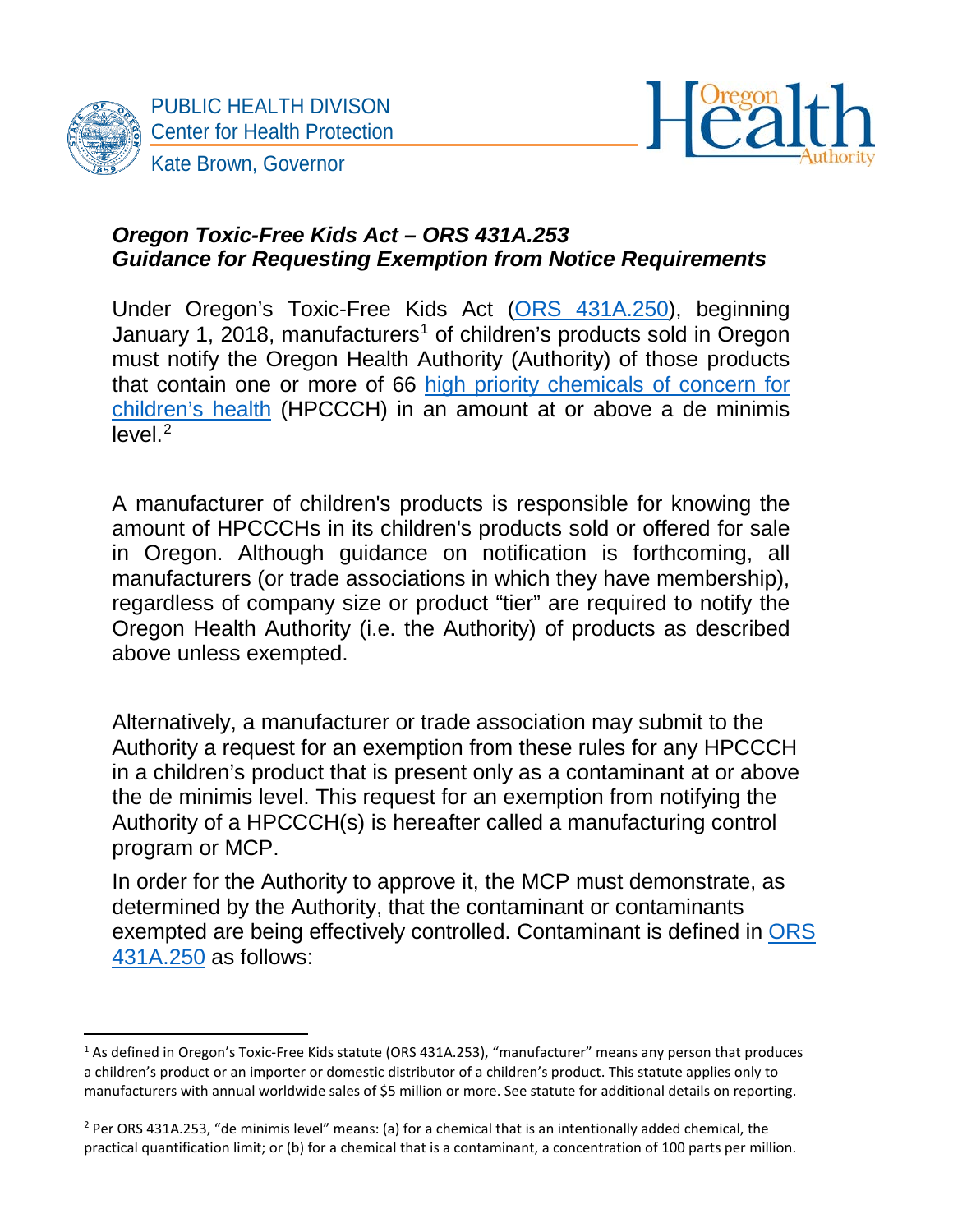PUBLIC HEALTH DIVISON
Center for Health Protection
Kate Brown, Governor

### ***Oregon Toxic-Free Kids Act – ORS 431A.253***
### ***Guidance for Requesting Exemption from Notice Requirements***

Under Oregon's Toxic-Free Kids Act (ORS 431A.250), beginning January 1, 2018, manufacturers[1] of children's products sold in Oregon must notify the Oregon Health Authority (Authority) of those products that contain one or more of 66 high priority chemicals of concern for children's health (HPCCCH) in an amount at or above a de minimis level.[2]

A manufacturer of children's products is responsible for knowing the amount of HPCCCHs in its children's products sold or offered for sale in Oregon. Although guidance on notification is forthcoming, all manufacturers (or trade associations in which they have membership), regardless of company size or product "tier" are required to notify the Oregon Health Authority (i.e. the Authority) of products as described above unless exempted.

Alternatively, a manufacturer or trade association may submit to the Authority a request for an exemption from these rules for any HPCCCH in a children's product that is present only as a contaminant at or above the de minimis level. This request for an exemption from notifying the Authority of a HPCCCH(s) is hereafter called a manufacturing control program or MCP.

In order for the Authority to approve it, the MCP must demonstrate, as determined by the Authority, that the contaminant or contaminants exempted are being effectively controlled. Contaminant is defined in ORS 431A.250 as follows:

---

[1] As defined in Oregon's Toxic-Free Kids statute (ORS 431A.253), "manufacturer" means any person that produces a children's product or an importer or domestic distributor of a children's product. This statute applies only to manufacturers with annual worldwide sales of $5 million or more. See statute for additional details on reporting.

[2] Per ORS 431A.253, "de minimis level" means: (a) for a chemical that is an intentionally added chemical, the practical quantification limit; or (b) for a chemical that is a contaminant, a concentration of 100 parts per million.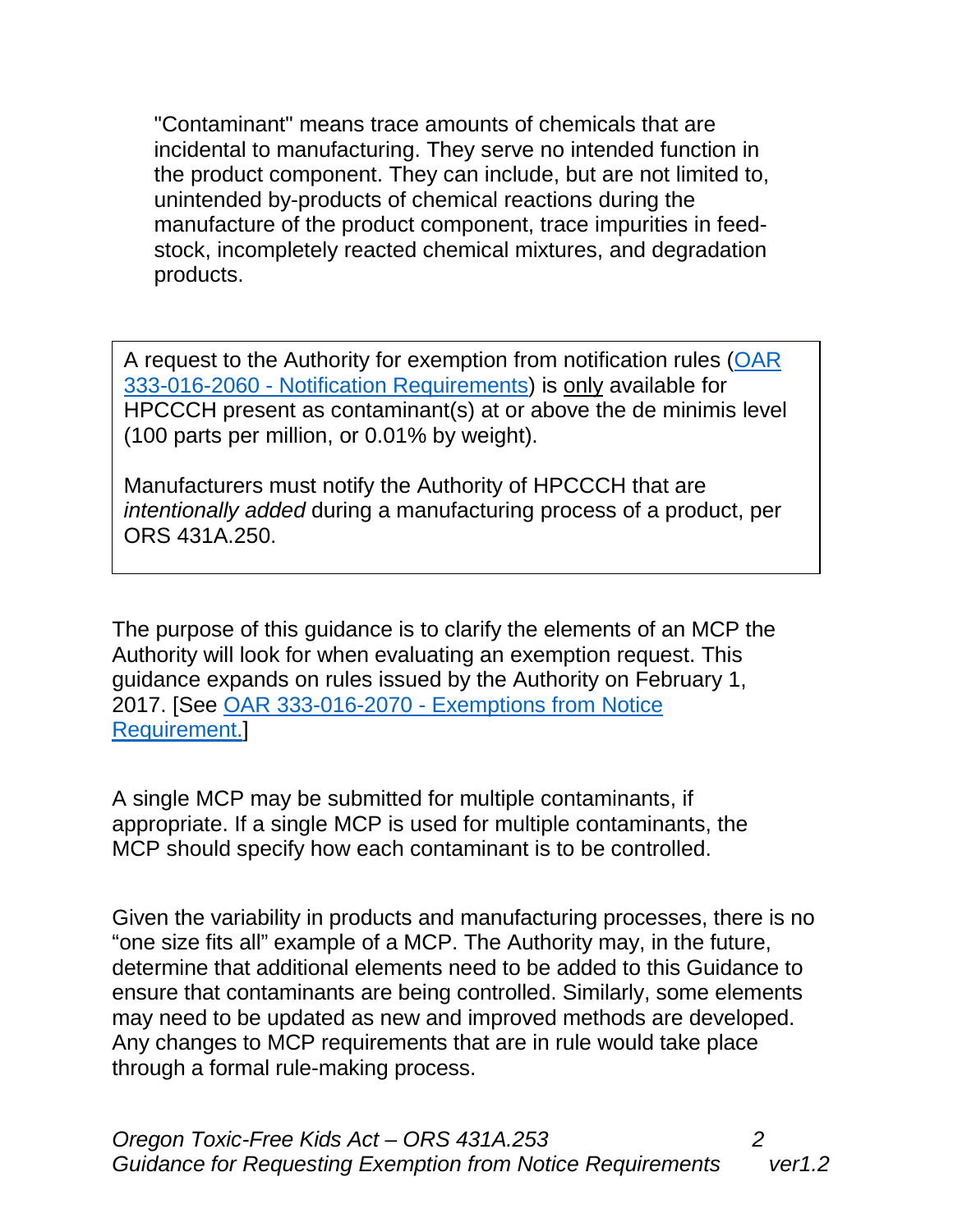"Contaminant" means trace amounts of chemicals that are incidental to manufacturing. They serve no intended function in the product component. They can include, but are not limited to, unintended by-products of chemical reactions during the manufacture of the product component, trace impurities in feed-stock, incompletely reacted chemical mixtures, and degradation products.

> A request to the Authority for exemption from notification rules ([OAR 333-016-2060 - Notification Requirements]()) is <u>only</u> available for HPCCCH present as contaminant(s) at or above the de minimis level (100 parts per million, or 0.01% by weight).
>
> Manufacturers must notify the Authority of HPCCCH that are *intentionally added* during a manufacturing process of a product, per ORS 431A.250.

The purpose of this guidance is to clarify the elements of an MCP the Authority will look for when evaluating an exemption request. This guidance expands on rules issued by the Authority on February 1, 2017. [See [OAR 333-016-2070 - Exemptions from Notice Requirement.]()]

A single MCP may be submitted for multiple contaminants, if appropriate. If a single MCP is used for multiple contaminants, the MCP should specify how each contaminant is to be controlled.

Given the variability in products and manufacturing processes, there is no "one size fits all" example of a MCP. The Authority may, in the future, determine that additional elements need to be added to this Guidance to ensure that contaminants are being controlled. Similarly, some elements may need to be updated as new and improved methods are developed. Any changes to MCP requirements that are in rule would take place through a formal rule-making process.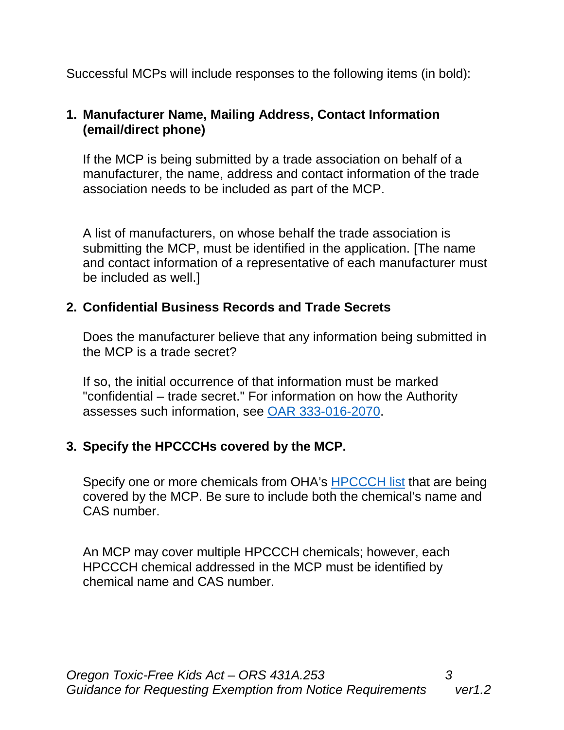Successful MCPs will include responses to the following items (in bold):

1. **Manufacturer Name, Mailing Address, Contact Information (email/direct phone)**

   If the MCP is being submitted by a trade association on behalf of a manufacturer, the name, address and contact information of the trade association needs to be included as part of the MCP.

   A list of manufacturers, on whose behalf the trade association is submitting the MCP, must be identified in the application. [The name and contact information of a representative of each manufacturer must be included as well.]

2. **Confidential Business Records and Trade Secrets**

   Does the manufacturer believe that any information being submitted in the MCP is a trade secret?

   If so, the initial occurrence of that information must be marked "confidential – trade secret." For information on how the Authority assesses such information, see OAR 333-016-2070.

3. **Specify the HPCCCHs covered by the MCP.**

   Specify one or more chemicals from OHA's HPCCCH list that are being covered by the MCP. Be sure to include both the chemical's name and CAS number.

   An MCP may cover multiple HPCCCH chemicals; however, each HPCCCH chemical addressed in the MCP must be identified by chemical name and CAS number.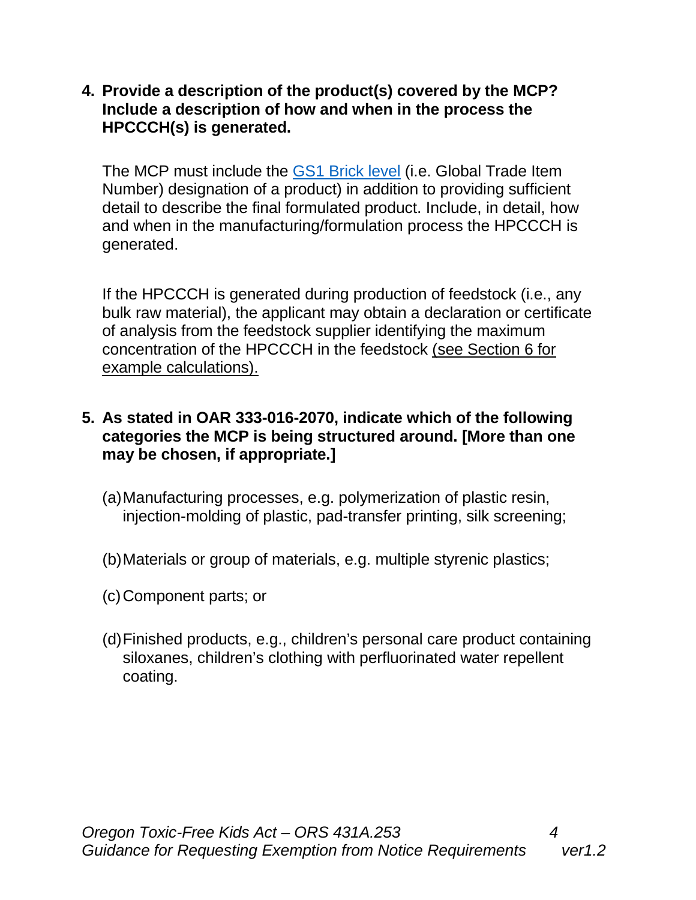**4. Provide a description of the product(s) covered by the MCP? Include a description of how and when in the process the HPCCCH(s) is generated.**

The MCP must include the GS1 Brick level (i.e. Global Trade Item Number) designation of a product) in addition to providing sufficient detail to describe the final formulated product. Include, in detail, how and when in the manufacturing/formulation process the HPCCCH is generated.

If the HPCCCH is generated during production of feedstock (i.e., any bulk raw material), the applicant may obtain a declaration or certificate of analysis from the feedstock supplier identifying the maximum concentration of the HPCCCH in the feedstock (see Section 6 for example calculations).

**5. As stated in OAR 333-016-2070, indicate which of the following categories the MCP is being structured around. [More than one may be chosen, if appropriate.]**

(a) Manufacturing processes, e.g. polymerization of plastic resin, injection-molding of plastic, pad-transfer printing, silk screening;

(b) Materials or group of materials, e.g. multiple styrenic plastics;

(c) Component parts; or

(d) Finished products, e.g., children's personal care product containing siloxanes, children's clothing with perfluorinated water repellent coating.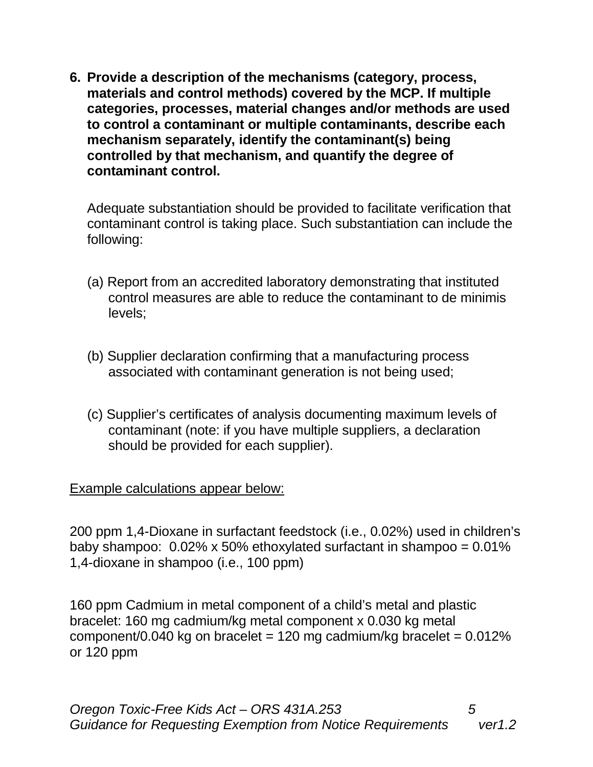6. **Provide a description of the mechanisms (category, process, materials and control methods) covered by the MCP. If multiple categories, processes, material changes and/or methods are used to control a contaminant or multiple contaminants, describe each mechanism separately, identify the contaminant(s) being controlled by that mechanism, and quantify the degree of contaminant control.**

   Adequate substantiation should be provided to facilitate verification that contaminant control is taking place. Such substantiation can include the following:

   (a) Report from an accredited laboratory demonstrating that instituted control measures are able to reduce the contaminant to de minimis levels;

   (b) Supplier declaration confirming that a manufacturing process associated with contaminant generation is not being used;

   (c) Supplier's certificates of analysis documenting maximum levels of contaminant (note: if you have multiple suppliers, a declaration should be provided for each supplier).

<u>Example calculations appear below:</u>

200 ppm 1,4-Dioxane in surfactant feedstock (i.e., 0.02%) used in children's baby shampoo: 0.02% x 50% ethoxylated surfactant in shampoo = 0.01% 1,4-dioxane in shampoo (i.e., 100 ppm)

160 ppm Cadmium in metal component of a child's metal and plastic bracelet: 160 mg cadmium/kg metal component x 0.030 kg metal component/0.040 kg on bracelet = 120 mg cadmium/kg bracelet = 0.012% or 120 ppm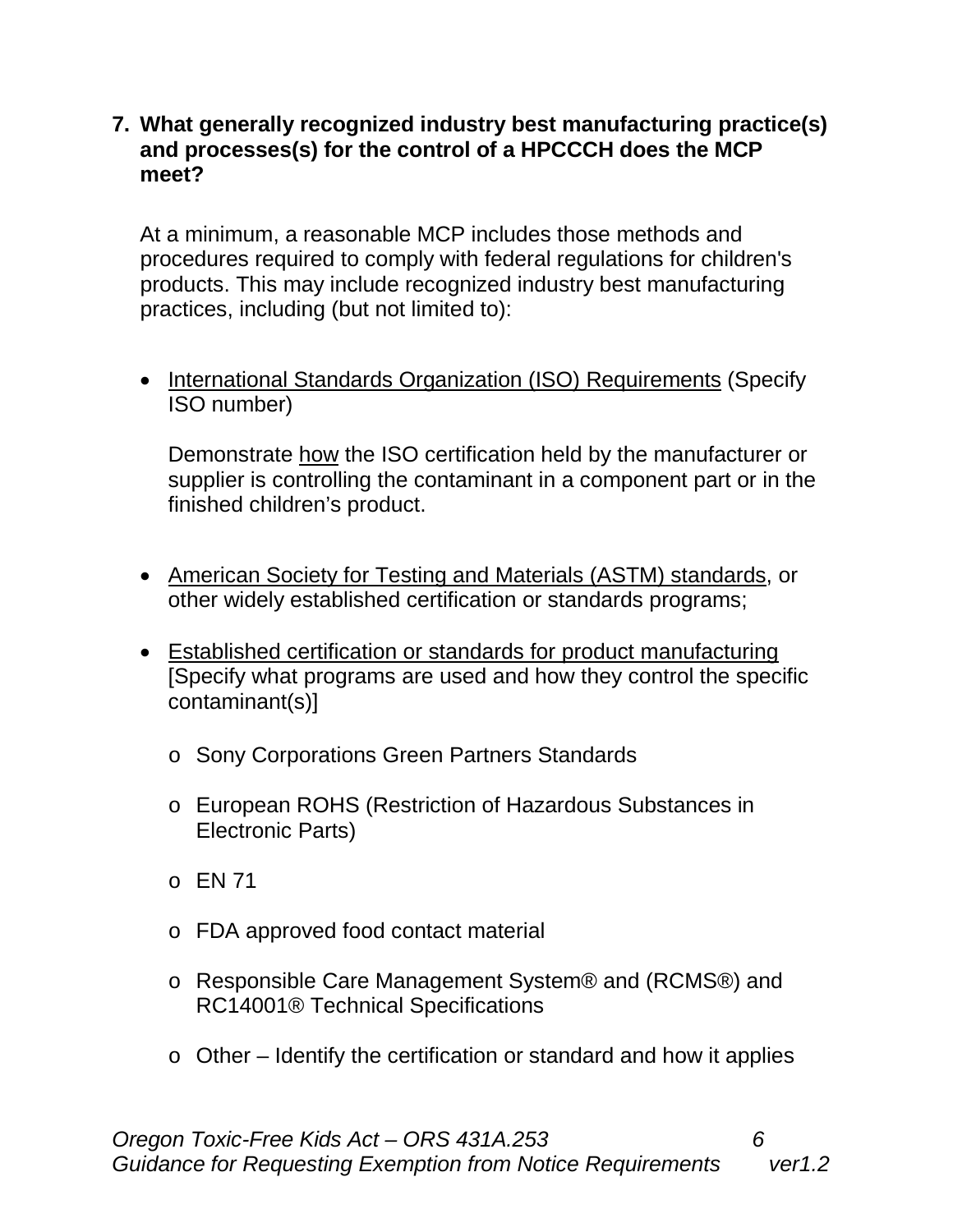**7. What generally recognized industry best manufacturing practice(s) and processes(s) for the control of a HPCCCH does the MCP meet?**

At a minimum, a reasonable MCP includes those methods and procedures required to comply with federal regulations for children's products. This may include recognized industry best manufacturing practices, including (but not limited to):

- International Standards Organization (ISO) Requirements (Specify ISO number)

  Demonstrate how the ISO certification held by the manufacturer or supplier is controlling the contaminant in a component part or in the finished children's product.

- American Society for Testing and Materials (ASTM) standards, or other widely established certification or standards programs;

- Established certification or standards for product manufacturing [Specify what programs are used and how they control the specific contaminant(s)]
  - Sony Corporations Green Partners Standards
  - European ROHS (Restriction of Hazardous Substances in Electronic Parts)
  - EN 71
  - FDA approved food contact material
  - Responsible Care Management System® and (RCMS®) and RC14001® Technical Specifications
  - Other – Identify the certification or standard and how it applies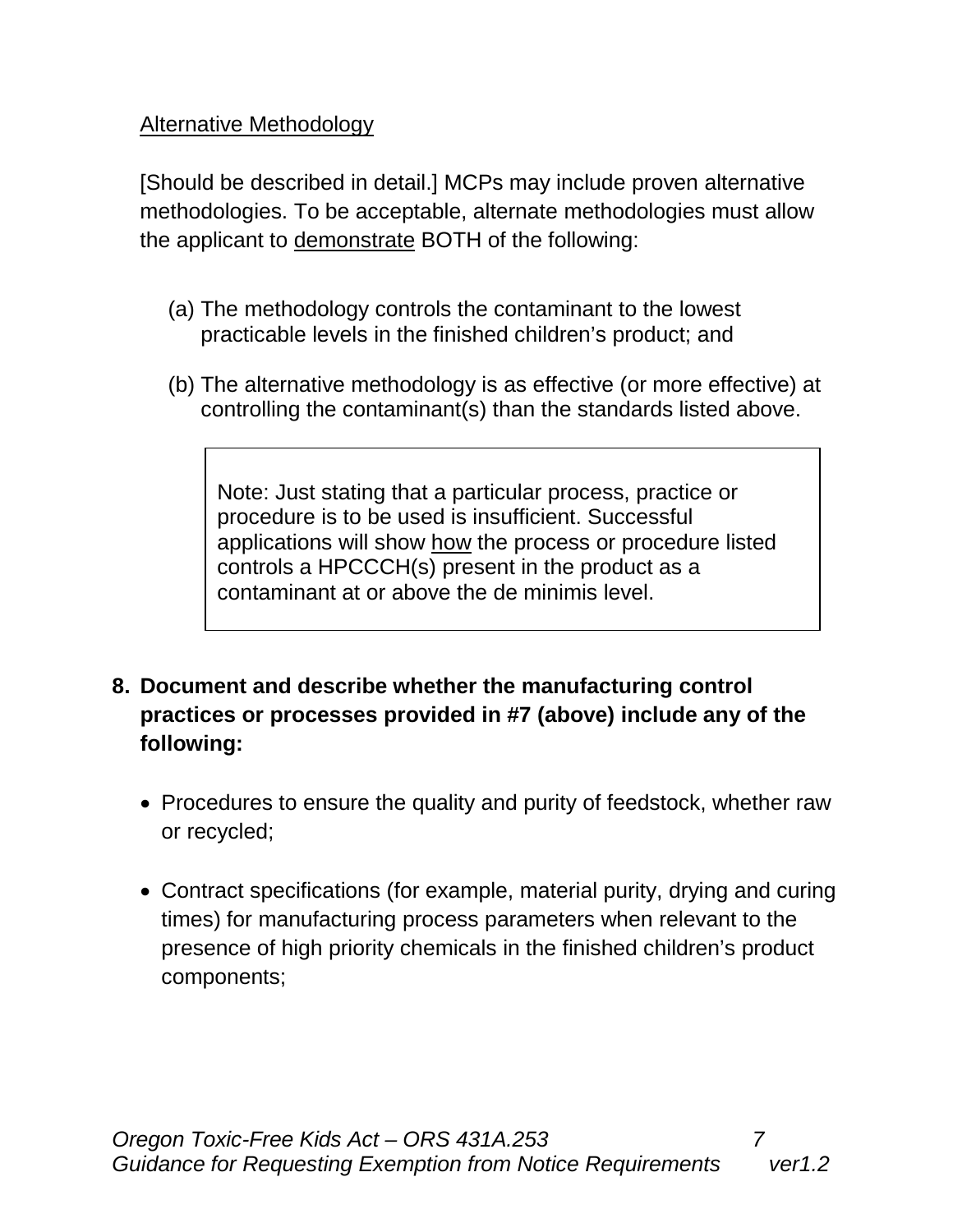Alternative Methodology

[Should be described in detail.] MCPs may include proven alternative methodologies. To be acceptable, alternate methodologies must allow the applicant to demonstrate BOTH of the following:

(a) The methodology controls the contaminant to the lowest practicable levels in the finished children's product; and

(b) The alternative methodology is as effective (or more effective) at controlling the contaminant(s) than the standards listed above.

> Note: Just stating that a particular process, practice or procedure is to be used is insufficient. Successful applications will show how the process or procedure listed controls a HPCCCH(s) present in the product as a contaminant at or above the de minimis level.

**8. Document and describe whether the manufacturing control practices or processes provided in #7 (above) include any of the following:**

- Procedures to ensure the quality and purity of feedstock, whether raw or recycled;
- Contract specifications (for example, material purity, drying and curing times) for manufacturing process parameters when relevant to the presence of high priority chemicals in the finished children's product components;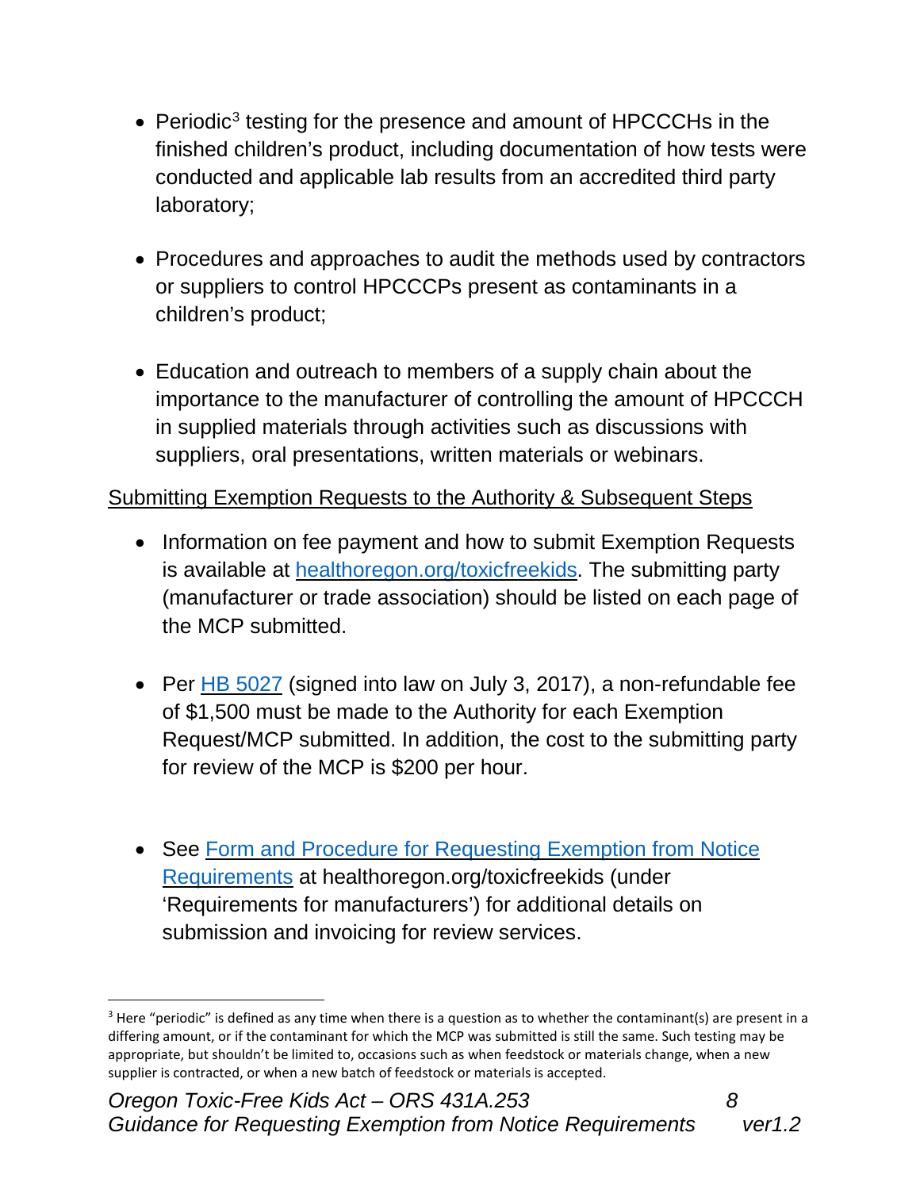- Periodic[3] testing for the presence and amount of HPCCCHs in the finished children's product, including documentation of how tests were conducted and applicable lab results from an accredited third party laboratory;

- Procedures and approaches to audit the methods used by contractors or suppliers to control HPCCCPs present as contaminants in a children's product;

- Education and outreach to members of a supply chain about the importance to the manufacturer of controlling the amount of HPCCCH in supplied materials through activities such as discussions with suppliers, oral presentations, written materials or webinars.

<u>Submitting Exemption Requests to the Authority & Subsequent Steps</u>

- Information on fee payment and how to submit Exemption Requests is available at [healthoregon.org/toxicfreekids](healthoregon.org/toxicfreekids). The submitting party (manufacturer or trade association) should be listed on each page of the MCP submitted.

- Per [HB 5027](HB 5027) (signed into law on July 3, 2017), a non-refundable fee of $1,500 must be made to the Authority for each Exemption Request/MCP submitted. In addition, the cost to the submitting party for review of the MCP is $200 per hour.

- See [Form and Procedure for Requesting Exemption from Notice Requirements](Form and Procedure for Requesting Exemption from Notice Requirements) at healthoregon.org/toxicfreekids (under 'Requirements for manufacturers') for additional details on submission and invoicing for review services.

---

[3] Here "periodic" is defined as any time when there is a question as to whether the contaminant(s) are present in a differing amount, or if the contaminant for which the MCP was submitted is still the same. Such testing may be appropriate, but shouldn't be limited to, occasions such as when feedstock or materials change, when a new supplier is contracted, or when a new batch of feedstock or materials is accepted.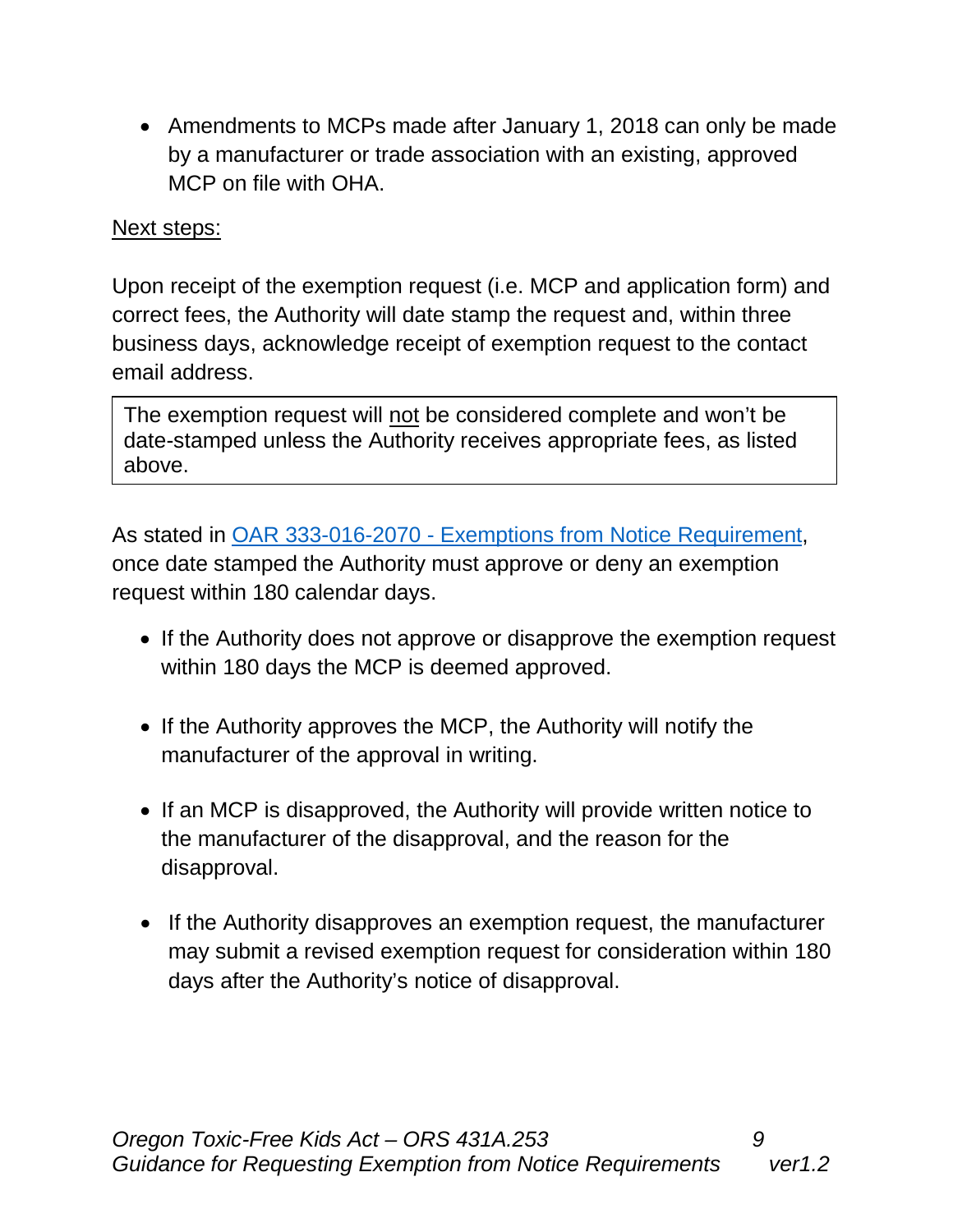- Amendments to MCPs made after January 1, 2018 can only be made by a manufacturer or trade association with an existing, approved MCP on file with OHA.

<u>Next steps:</u>

Upon receipt of the exemption request (i.e. MCP and application form) and correct fees, the Authority will date stamp the request and, within three business days, acknowledge receipt of exemption request to the contact email address.

> The exemption request will <u>not</u> be considered complete and won't be date-stamped unless the Authority receives appropriate fees, as listed above.

As stated in [OAR 333-016-2070 - Exemptions from Notice Requirement](), once date stamped the Authority must approve or deny an exemption request within 180 calendar days.

- If the Authority does not approve or disapprove the exemption request within 180 days the MCP is deemed approved.
- If the Authority approves the MCP, the Authority will notify the manufacturer of the approval in writing.
- If an MCP is disapproved, the Authority will provide written notice to the manufacturer of the disapproval, and the reason for the disapproval.
- If the Authority disapproves an exemption request, the manufacturer may submit a revised exemption request for consideration within 180 days after the Authority's notice of disapproval.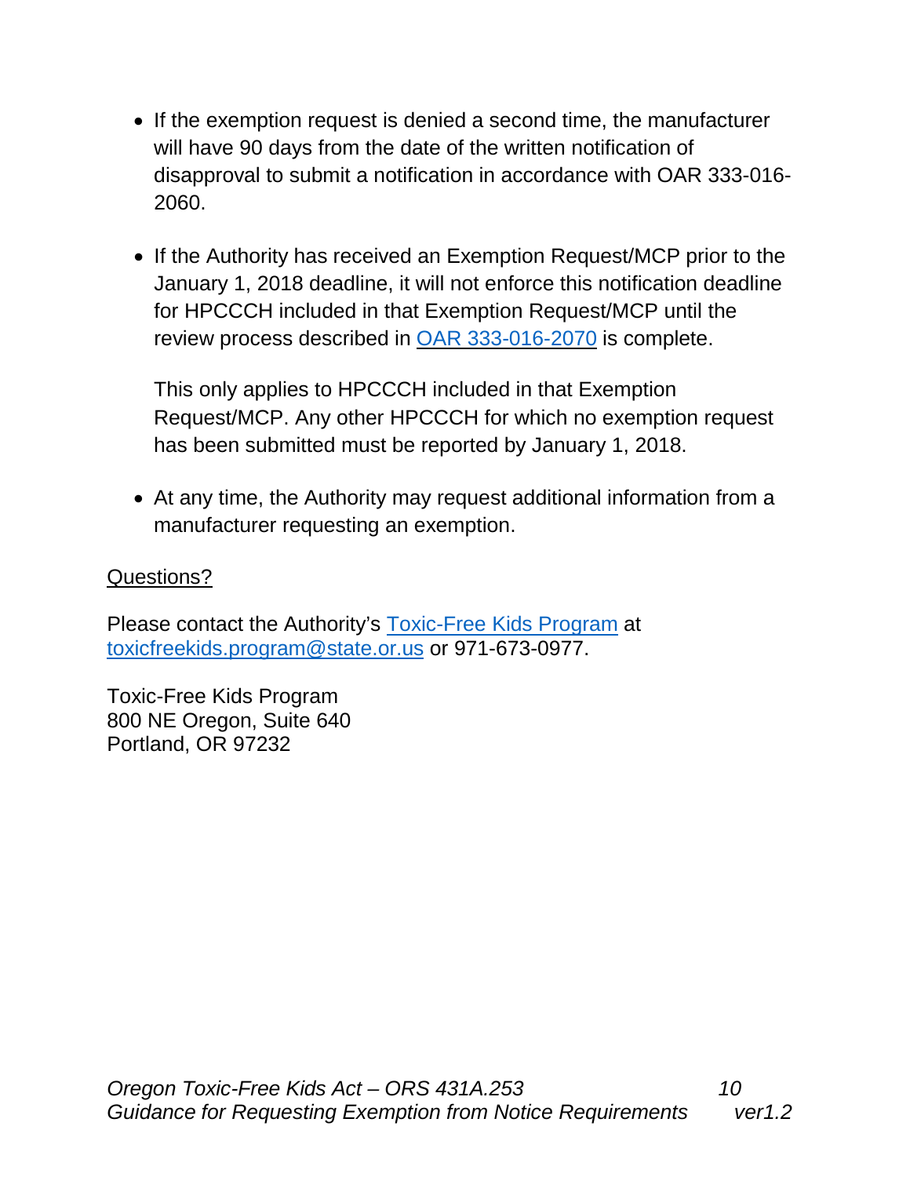- If the exemption request is denied a second time, the manufacturer will have 90 days from the date of the written notification of disapproval to submit a notification in accordance with OAR 333-016-2060.

- If the Authority has received an Exemption Request/MCP prior to the January 1, 2018 deadline, it will not enforce this notification deadline for HPCCCH included in that Exemption Request/MCP until the review process described in OAR 333-016-2070 is complete.

  This only applies to HPCCCH included in that Exemption Request/MCP. Any other HPCCCH for which no exemption request has been submitted must be reported by January 1, 2018.

- At any time, the Authority may request additional information from a manufacturer requesting an exemption.

Questions?

Please contact the Authority's Toxic-Free Kids Program at toxicfreekids.program@state.or.us or 971-673-0977.

Toxic-Free Kids Program
800 NE Oregon, Suite 640
Portland, OR 97232